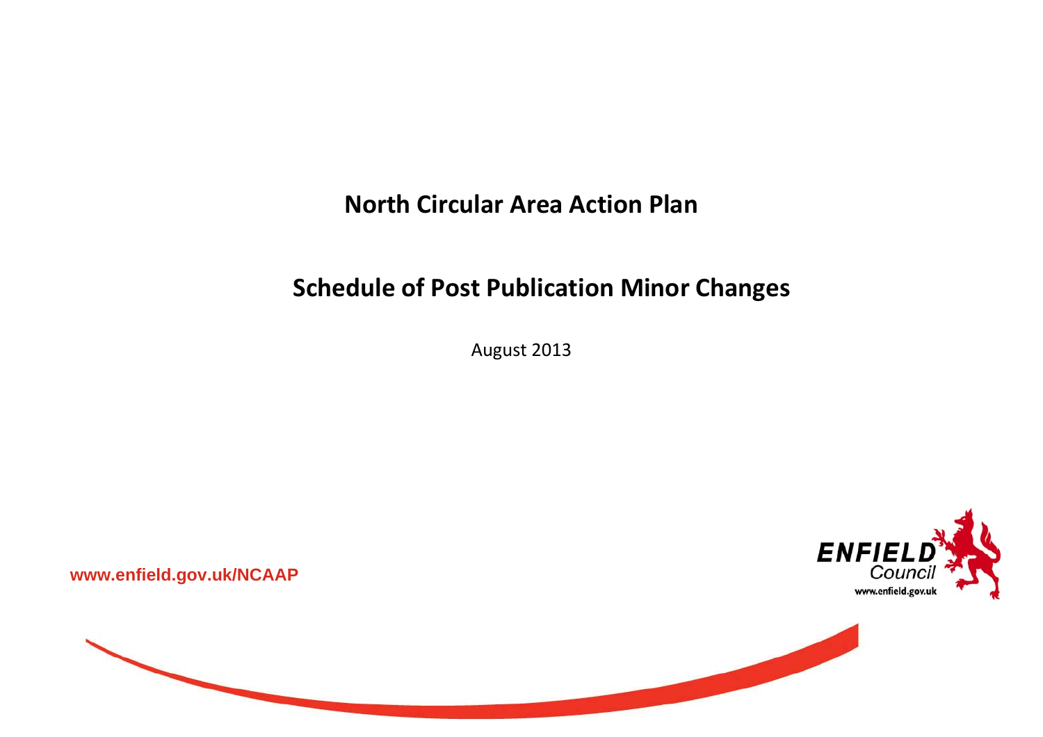# North Circular Area Action Plan

## Schedule of Post Publication Minor Changes

August 2013

www.enfield.gov.uk/NCAAP

ENFIELD Council
www.enfield.gov.uk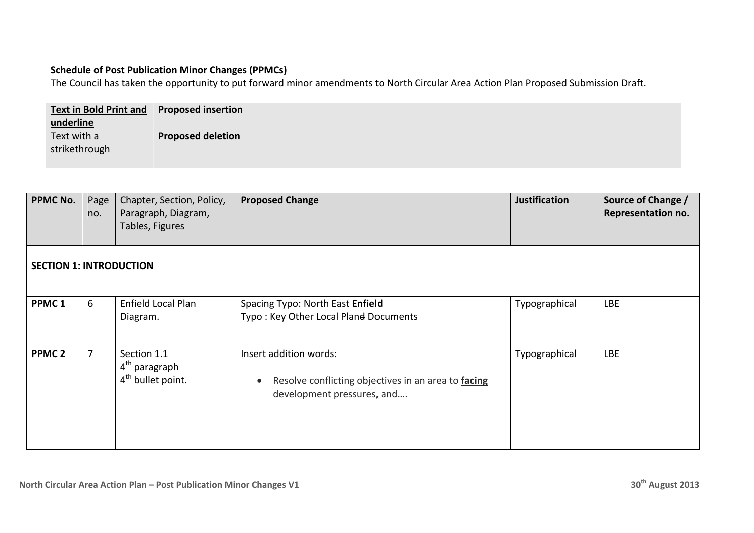**Schedule of Post Publication Minor Changes (PPMCs)**

The Council has taken the opportunity to put forward minor amendments to North Circular Area Action Plan Proposed Submission Draft.

| <u>**Text in Bold Print and underline**</u> | **Proposed insertion** |
|---|---|
| ~~Text with a strikethrough~~ | **Proposed deletion** |

| **PPMC No.** | Page no. | Chapter, Section, Policy, Paragraph, Diagram, Tables, Figures | **Proposed Change** | **Justification** | **Source of Change / Representation no.** |
|---|---|---|---|---|---|
| **SECTION 1: INTRODUCTION** | | | | | |
| **PPMC 1** | 6 | Enfield Local Plan Diagram. | Spacing Typo: North East **Enfield**<br>Typo : Key Other Local Plan~~d~~ Documents | Typographical | LBE |
| **PPMC 2** | 7 | Section 1.1<br>4th paragraph<br>4th bullet point. | Insert addition words:<br>• Resolve conflicting objectives in an area ~~to~~ <u>**facing**</u> development pressures, and…. | Typographical | LBE |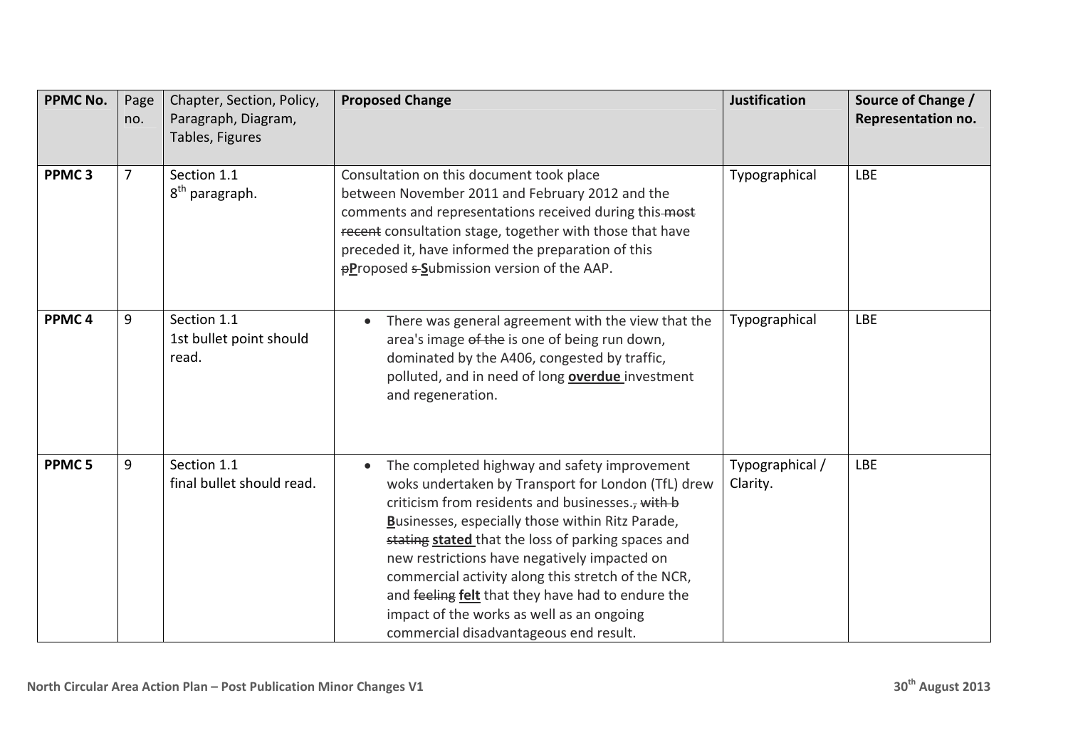| PPMC No. | Page no. | Chapter, Section, Policy, Paragraph, Diagram, Tables, Figures | Proposed Change | Justification | Source of Change / Representation no. |
|---|---|---|---|---|---|
| **PPMC 3** | 7 | Section 1.1<br>8th paragraph. | Consultation on this document took place between November 2011 and February 2012 and the comments and representations received during this ~~most recent~~ consultation stage, together with those that have preceded it, have informed the preparation of this ~~p~~**P**roposed ~~s~~ **S**ubmission version of the AAP. | Typographical | LBE |
| **PPMC 4** | 9 | Section 1.1<br>1st bullet point should read. | • There was general agreement with the view that the area's image ~~of the~~ is one of being run down, dominated by the A406, congested by traffic, polluted, and in need of long **overdue** investment and regeneration. | Typographical | LBE |
| **PPMC 5** | 9 | Section 1.1<br>final bullet should read. | • The completed highway and safety improvement woks undertaken by Transport for London (TfL) drew criticism from residents and businesses.~~, with b~~ **B**usinesses, especially those within Ritz Parade, ~~stating~~ **stated** that the loss of parking spaces and new restrictions have negatively impacted on commercial activity along this stretch of the NCR, and ~~feeling~~ **felt** that they have had to endure the impact of the works as well as an ongoing commercial disadvantageous end result. | Typographical / Clarity. | LBE |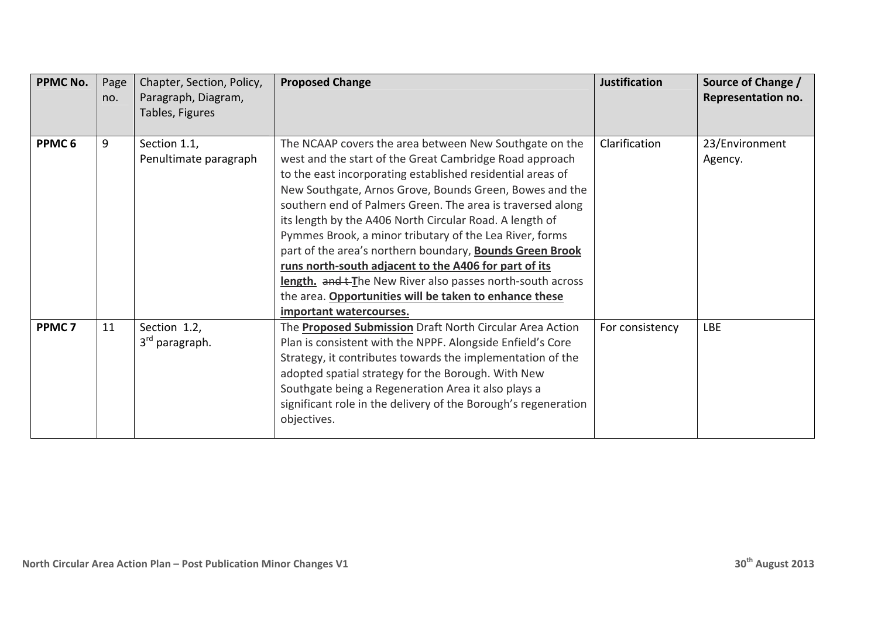| PPMC No. | Page no. | Chapter, Section, Policy, Paragraph, Diagram, Tables, Figures | Proposed Change | Justification | Source of Change / Representation no. |
|---|---|---|---|---|---|
| PPMC 6 | 9 | Section 1.1, Penultimate paragraph | The NCAAP covers the area between New Southgate on the west and the start of the Great Cambridge Road approach to the east incorporating established residential areas of New Southgate, Arnos Grove, Bounds Green, Bowes and the southern end of Palmers Green. The area is traversed along its length by the A406 North Circular Road. A length of Pymmes Brook, a minor tributary of the Lea River, forms part of the area's northern boundary, <u>**Bounds Green Brook runs north-south adjacent to the A406 for part of its length.**</u> ~~and t~~ <u>**T**</u>he New River also passes north-south across the area. <u>**Opportunities will be taken to enhance these important watercourses.**</u> | Clarification | 23/Environment Agency. |
| PPMC 7 | 11 | Section 1.2, 3rd paragraph. | The <u>**Proposed Submission**</u> Draft North Circular Area Action Plan is consistent with the NPPF. Alongside Enfield's Core Strategy, it contributes towards the implementation of the adopted spatial strategy for the Borough. With New Southgate being a Regeneration Area it also plays a significant role in the delivery of the Borough's regeneration objectives. | For consistency | LBE |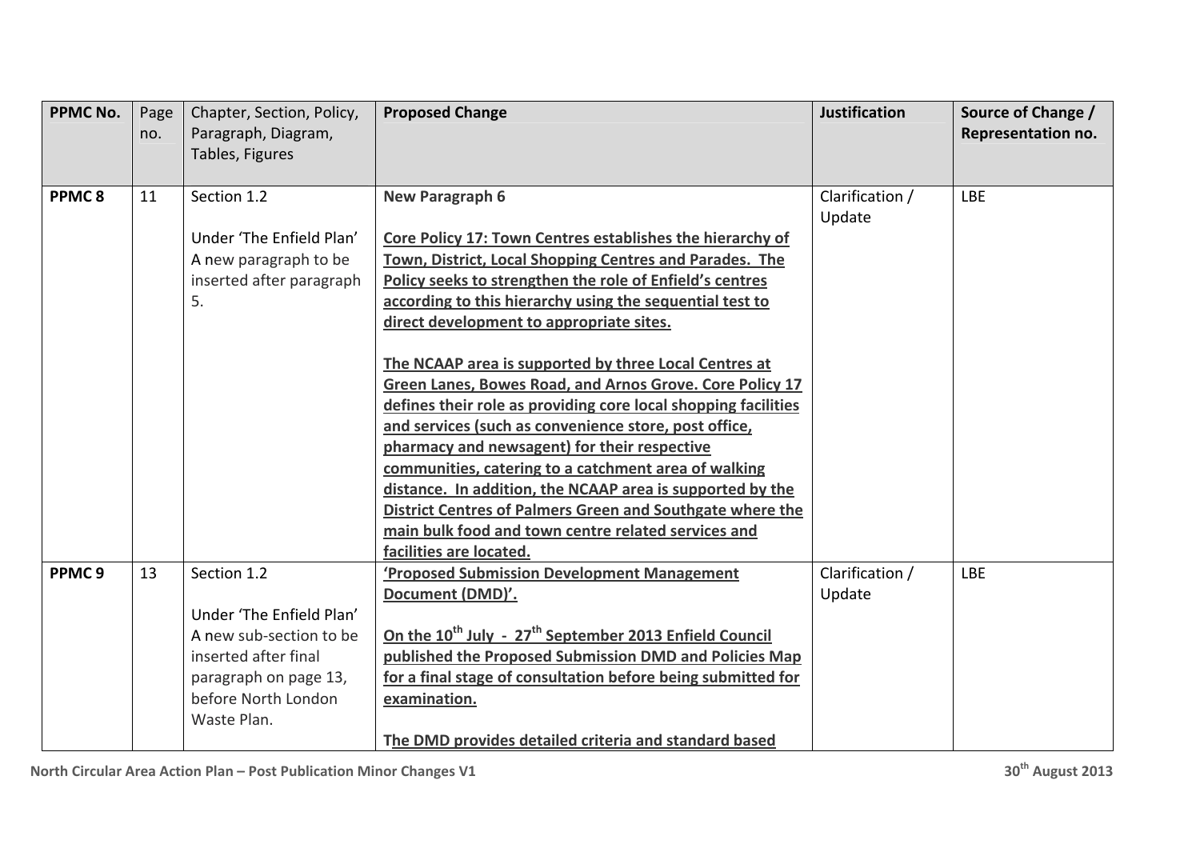| PPMC No. | Page no. | Chapter, Section, Policy, Paragraph, Diagram, Tables, Figures | Proposed Change | Justification | Source of Change / Representation no. |
|---|---|---|---|---|---|
| PPMC 8 | 11 | Section 1.2<br><br>Under 'The Enfield Plan' A new paragraph to be inserted after paragraph 5. | **New Paragraph 6**<br><br>**Core Policy 17: Town Centres establishes the hierarchy of Town, District, Local Shopping Centres and Parades. The Policy seeks to strengthen the role of Enfield's centres according to this hierarchy using the sequential test to direct development to appropriate sites.**<br><br>**The NCAAP area is supported by three Local Centres at Green Lanes, Bowes Road, and Arnos Grove. Core Policy 17 defines their role as providing core local shopping facilities and services (such as convenience store, post office, pharmacy and newsagent) for their respective communities, catering to a catchment area of walking distance. In addition, the NCAAP area is supported by the District Centres of Palmers Green and Southgate where the main bulk food and town centre related services and facilities are located.** | Clarification / Update | LBE |
| PPMC 9 | 13 | Section 1.2<br><br>Under 'The Enfield Plan' A new sub-section to be inserted after final paragraph on page 13, before North London Waste Plan. | **'Proposed Submission Development Management Document (DMD)'.**<br><br>**On the 10th July - 27th September 2013 Enfield Council published the Proposed Submission DMD and Policies Map for a final stage of consultation before being submitted for examination.**<br><br>**The DMD provides detailed criteria and standard based** | Clarification / Update | LBE |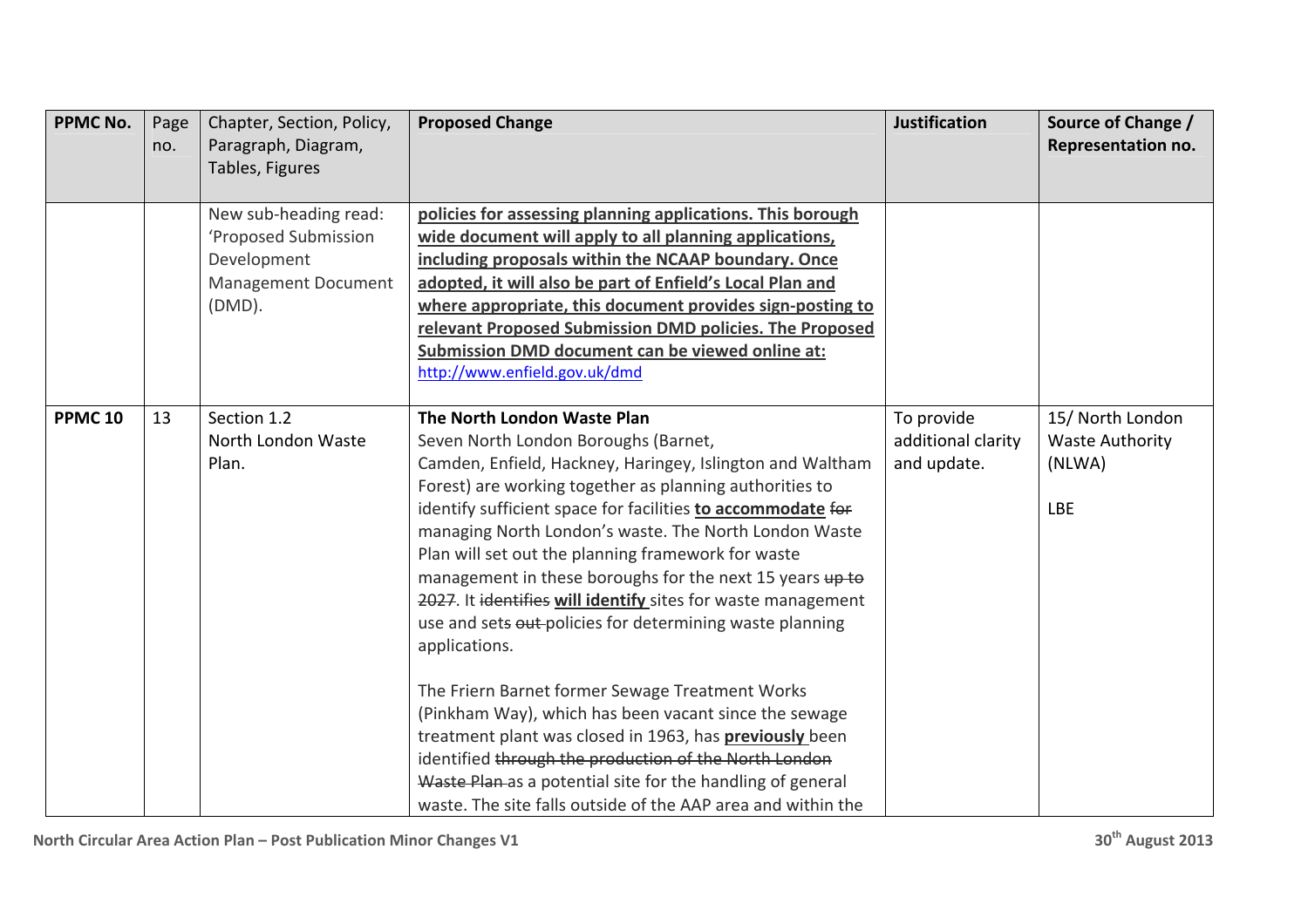| PPMC No. | Page no. | Chapter, Section, Policy, Paragraph, Diagram, Tables, Figures | Proposed Change | Justification | Source of Change / Representation no. |
|---|---|---|---|---|---|
| | | New sub-heading read: 'Proposed Submission Development Management Document (DMD). | <u>**policies for assessing planning applications. This borough wide document will apply to all planning applications, including proposals within the NCAAP boundary. Once adopted, it will also be part of Enfield's Local Plan and where appropriate, this document provides sign-posting to relevant Proposed Submission DMD policies. The Proposed Submission DMD document can be viewed online at:**</u> http://www.enfield.gov.uk/dmd | | |
| **PPMC 10** | 13 | Section 1.2 North London Waste Plan. | **The North London Waste Plan**<br>Seven North London Boroughs (Barnet, Camden, Enfield, Hackney, Haringey, Islington and Waltham Forest) are working together as planning authorities to identify sufficient space for facilities <u>**to accommodate**</u> ~~for~~ managing North London's waste. The North London Waste Plan will set out the planning framework for waste management in these boroughs for the next 15 years ~~up to 2027~~. It ~~identifies~~ <u>**will identify**</u> sites for waste management use and sets ~~out~~ policies for determining waste planning applications.<br><br>The Friern Barnet former Sewage Treatment Works (Pinkham Way), which has been vacant since the sewage treatment plant was closed in 1963, has <u>**previously**</u> been identified ~~through the production of the North London Waste Plan~~ as a potential site for the handling of general waste. The site falls outside of the AAP area and within the | To provide additional clarity and update. | 15/ North London Waste Authority (NLWA)<br><br>LBE |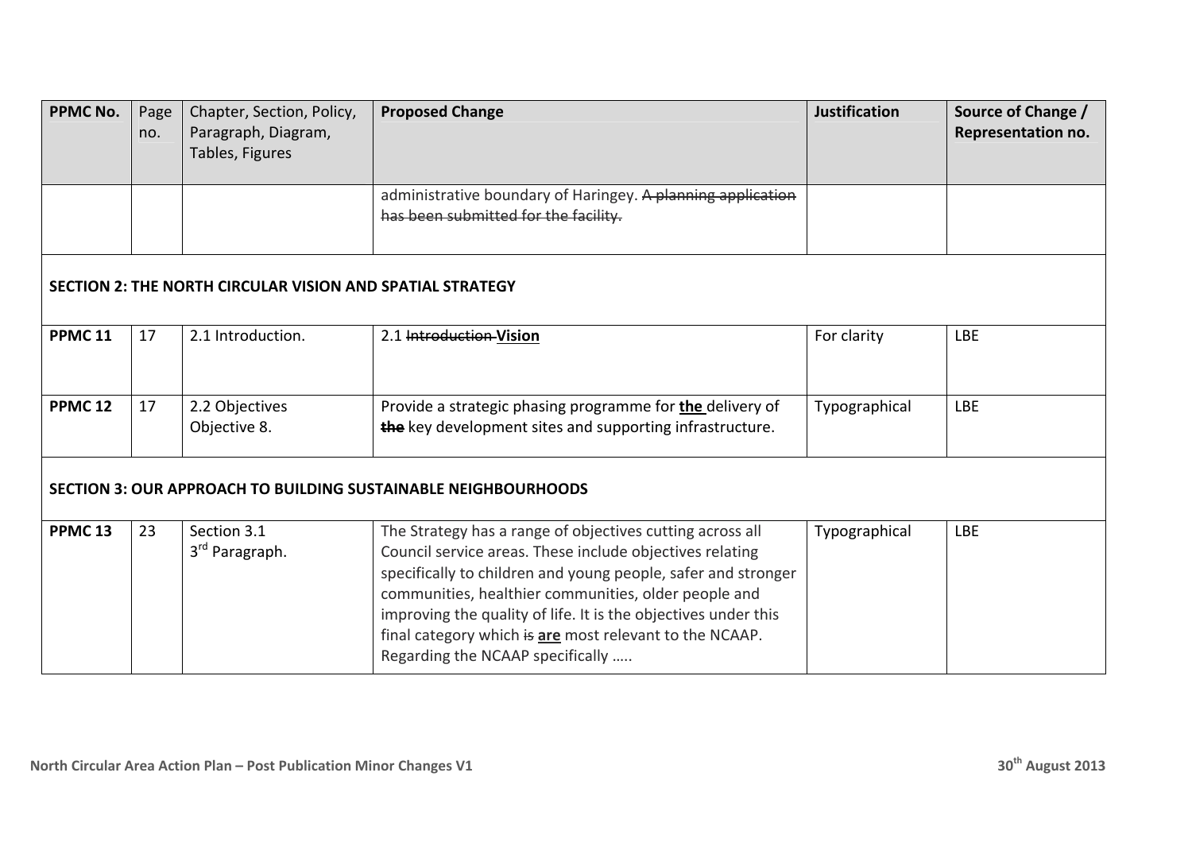| PPMC No. | Page no. | Chapter, Section, Policy, Paragraph, Diagram, Tables, Figures | Proposed Change | Justification | Source of Change / Representation no. |
|---|---|---|---|---|---|
| | | | administrative boundary of Haringey. ~~A planning application has been submitted for the facility.~~ | | |
| **SECTION 2: THE NORTH CIRCULAR VISION AND SPATIAL STRATEGY** | | | | | |
| **PPMC 11** | 17 | 2.1 Introduction. | 2.1 ~~Introduction~~ **<u>Vision</u>** | For clarity | LBE |
| **PPMC 12** | 17 | 2.2 Objectives Objective 8. | Provide a strategic phasing programme for **<u>the</u>** delivery of ~~**the**~~ key development sites and supporting infrastructure. | Typographical | LBE |
| **SECTION 3: OUR APPROACH TO BUILDING SUSTAINABLE NEIGHBOURHOODS** | | | | | |
| **PPMC 13** | 23 | Section 3.1 3rd Paragraph. | The Strategy has a range of objectives cutting across all Council service areas. These include objectives relating specifically to children and young people, safer and stronger communities, healthier communities, older people and improving the quality of life. It is the objectives under this final category which ~~is~~ **<u>are</u>** most relevant to the NCAAP. Regarding the NCAAP specifically ….. | Typographical | LBE |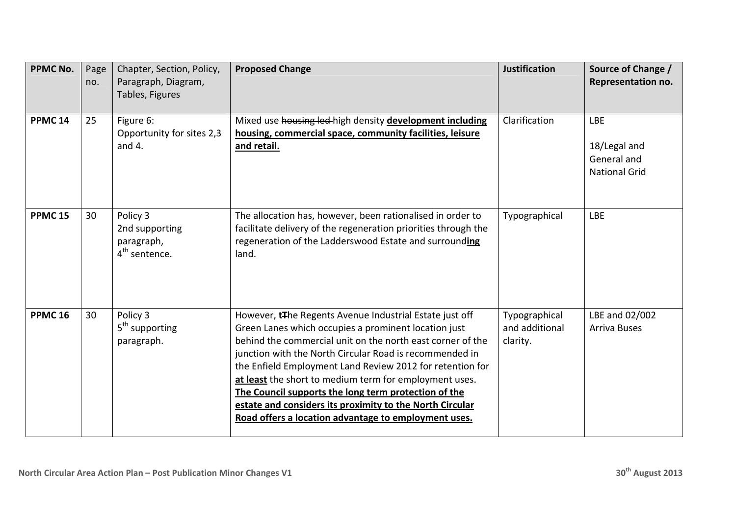| PPMC No. | Page no. | Chapter, Section, Policy, Paragraph, Diagram, Tables, Figures | Proposed Change | Justification | Source of Change / Representation no. |
|---|---|---|---|---|---|
| **PPMC 14** | 25 | Figure 6: Opportunity for sites 2,3 and 4. | Mixed use ~~housing led~~ high density **<u>development including housing, commercial space, community facilities, leisure and retail.</u>** | Clarification | LBE<br><br>18/Legal and General and National Grid |
| **PPMC 15** | 30 | Policy 3 2nd supporting paragraph, 4th sentence. | The allocation has, however, been rationalised in order to facilitate delivery of the regeneration priorities through the regeneration of the Ladderswood Estate and surround**<u>ing</u>** land. | Typographical | LBE |
| **PPMC 16** | 30 | Policy 3 5th supporting paragraph. | However, **t**~~T~~he Regents Avenue Industrial Estate just off Green Lanes which occupies a prominent location just behind the commercial unit on the north east corner of the junction with the North Circular Road is recommended in the Enfield Employment Land Review 2012 for retention for **<u>at least</u>** the short to medium term for employment uses. **<u>The Council supports the long term protection of the estate and considers its proximity to the North Circular Road offers a location advantage to employment uses.</u>** | Typographical and additional clarity. | LBE and 02/002 Arriva Buses |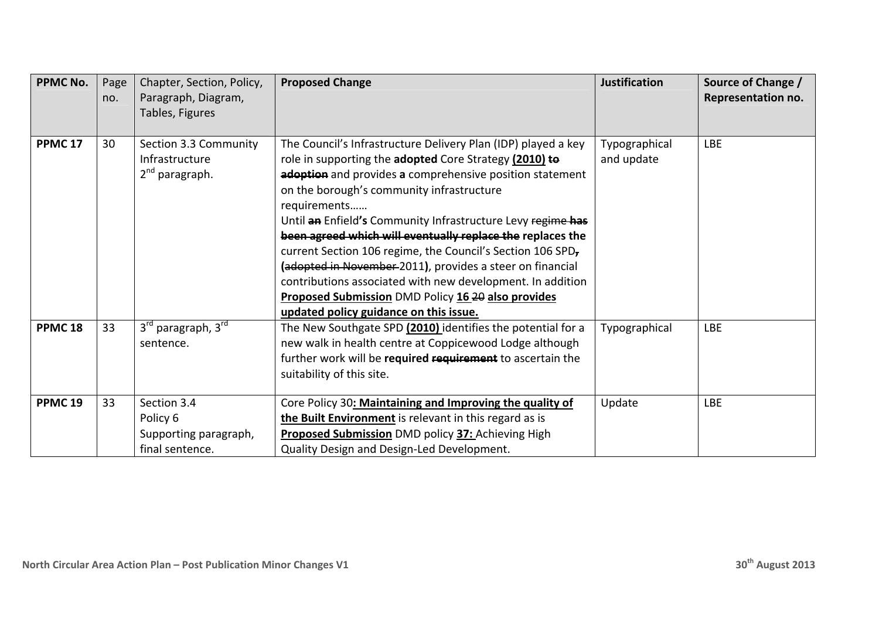| PPMC No. | Page no. | Chapter, Section, Policy, Paragraph, Diagram, Tables, Figures | Proposed Change | Justification | Source of Change / Representation no. |
|---|---|---|---|---|---|
| **PPMC 17** | 30 | Section 3.3 Community Infrastructure 2nd paragraph. | The Council's Infrastructure Delivery Plan (IDP) played a key role in supporting the **adopted** Core Strategy **(2010)** ~~to adoption~~ and provides **a** comprehensive position statement on the borough's community infrastructure requirements…… Until ~~an~~ Enfield**'s** Community Infrastructure Levy ~~regime has been agreed which will eventually replace the~~ **replaces the** current Section 106 regime, the Council's Section 106 SPD~~,~~ **(**~~adopted in November~~ 2011**)**, provides a steer on financial contributions associated with new development. In addition **Proposed Submission** DMD Policy **16** ~~20~~ **also provides updated policy guidance on this issue.** | Typographical and update | LBE |
| **PPMC 18** | 33 | 3rd paragraph, 3rd sentence. | The New Southgate SPD **(2010)** identifies the potential for a new walk in health centre at Coppicewood Lodge although further work will be **required** ~~requirement~~ to ascertain the suitability of this site. | Typographical | LBE |
| **PPMC 19** | 33 | Section 3.4 Policy 6 Supporting paragraph, final sentence. | Core Policy 30**: Maintaining and Improving the quality of the Built Environment** is relevant in this regard as is **Proposed Submission** DMD policy **37:** Achieving High Quality Design and Design-Led Development. | Update | LBE |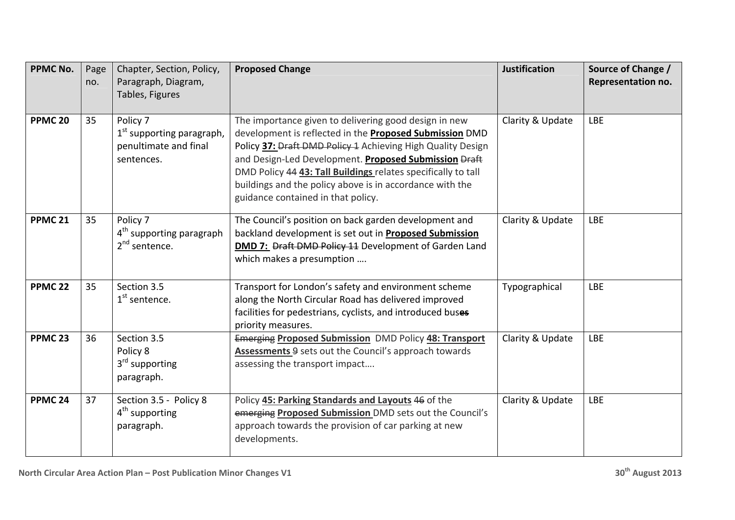| PPMC No. | Page no. | Chapter, Section, Policy, Paragraph, Diagram, Tables, Figures | Proposed Change | Justification | Source of Change / Representation no. |
|---|---|---|---|---|---|
| PPMC 20 | 35 | Policy 7<br>1st supporting paragraph, penultimate and final sentences. | The importance given to delivering good design in new development is reflected in the **Proposed Submission** DMD Policy **37:** ~~Draft DMD Policy 1~~ Achieving High Quality Design and Design-Led Development. **Proposed Submission** ~~Draft~~ DMD Policy ~~44~~ **43: Tall Buildings** relates specifically to tall buildings and the policy above is in accordance with the guidance contained in that policy. | Clarity & Update | LBE |
| PPMC 21 | 35 | Policy 7<br>4th supporting paragraph 2nd sentence. | The Council's position on back garden development and backland development is set out in **Proposed Submission DMD 7:** ~~Draft DMD Policy 11~~ Development of Garden Land which makes a presumption …. | Clarity & Update | LBE |
| PPMC 22 | 35 | Section 3.5<br>1st sentence. | Transport for London's safety and environment scheme along the North Circular Road has delivered improved facilities for pedestrians, cyclists, and introduced bus~~es~~ priority measures. | Typographical | LBE |
| PPMC 23 | 36 | Section 3.5<br>Policy 8<br>3rd supporting paragraph. | ~~Emerging~~ **Proposed Submission** DMD Policy **48: Transport Assessments** ~~9~~ sets out the Council's approach towards assessing the transport impact…. | Clarity & Update | LBE |
| PPMC 24 | 37 | Section 3.5 - Policy 8<br>4th supporting paragraph. | Policy **45: Parking Standards and Layouts** ~~46~~ of the ~~emerging~~ **Proposed Submission** DMD sets out the Council's approach towards the provision of car parking at new developments. | Clarity & Update | LBE |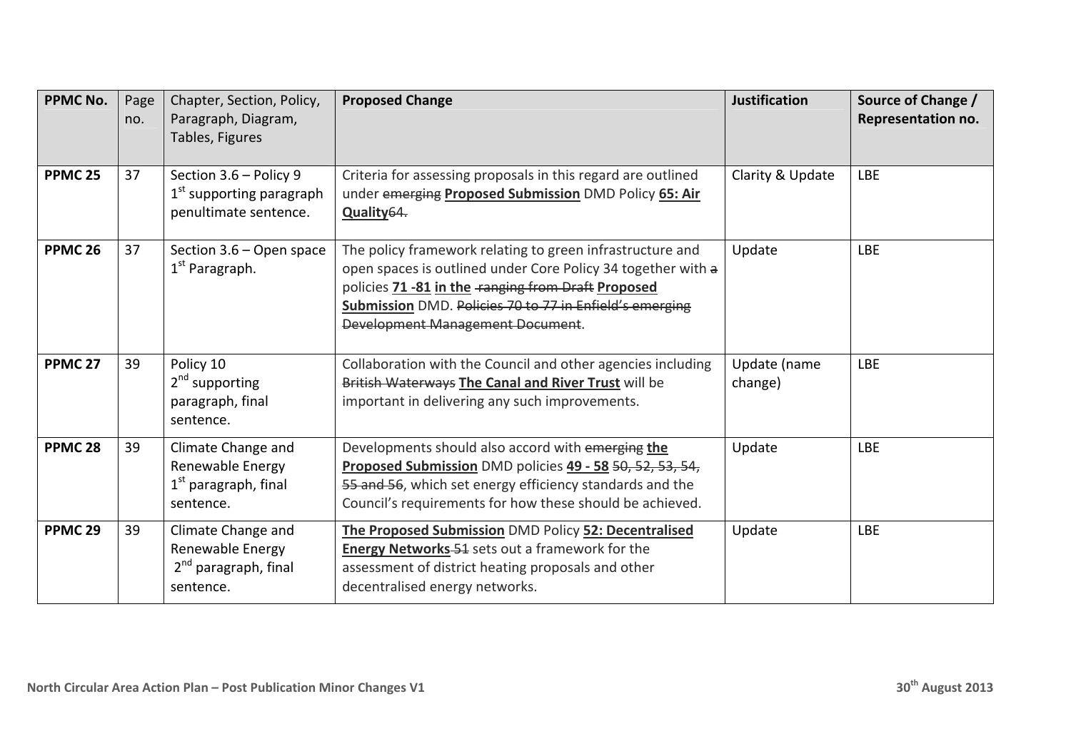| PPMC No. | Page no. | Chapter, Section, Policy, Paragraph, Diagram, Tables, Figures | Proposed Change | Justification | Source of Change / Representation no. |
|---|---|---|---|---|---|
| **PPMC 25** | 37 | Section 3.6 – Policy 9 1st supporting paragraph penultimate sentence. | Criteria for assessing proposals in this regard are outlined under ~~emerging~~ **Proposed Submission** DMD Policy **65: Air Quality**~~64.~~ | Clarity & Update | LBE |
| **PPMC 26** | 37 | Section 3.6 – Open space 1st Paragraph. | The policy framework relating to green infrastructure and open spaces is outlined under Core Policy 34 together with ~~a~~ policies **71 -81** **in the** ~~ranging from Draft~~ **Proposed Submission** DMD. ~~Policies 70 to 77 in Enfield's emerging Development Management Document~~. | Update | LBE |
| **PPMC 27** | 39 | Policy 10 2nd supporting paragraph, final sentence. | Collaboration with the Council and other agencies including ~~British Waterways~~ **The Canal and River Trust** will be important in delivering any such improvements. | Update (name change) | LBE |
| **PPMC 28** | 39 | Climate Change and Renewable Energy 1st paragraph, final sentence. | Developments should also accord with ~~emerging~~ **the Proposed Submission** DMD policies **49 - 58** ~~50, 52, 53, 54, 55 and 56~~, which set energy efficiency standards and the Council's requirements for how these should be achieved. | Update | LBE |
| **PPMC 29** | 39 | Climate Change and Renewable Energy 2nd paragraph, final sentence. | **The Proposed Submission** DMD Policy **52: Decentralised Energy Networks** ~~51~~ sets out a framework for the assessment of district heating proposals and other decentralised energy networks. | Update | LBE |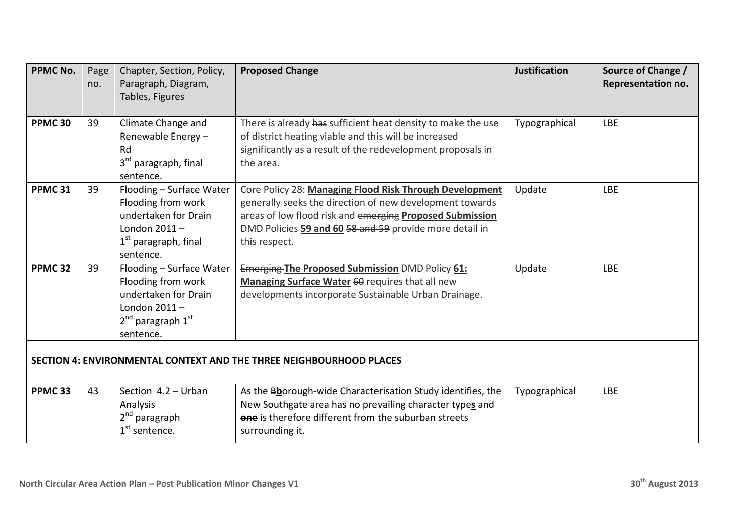| PPMC No. | Page no. | Chapter, Section, Policy, Paragraph, Diagram, Tables, Figures | Proposed Change | Justification | Source of Change / Representation no. |
|---|---|---|---|---|---|
| **PPMC 30** | 39 | Climate Change and Renewable Energy – Rd 3rd paragraph, final sentence. | There is already ~~has~~ sufficient heat density to make the use of district heating viable and this will be increased significantly as a result of the redevelopment proposals in the area. | Typographical | LBE |
| **PPMC 31** | 39 | Flooding – Surface Water Flooding from work undertaken for Drain London 2011 – 1st paragraph, final sentence. | Core Policy 28: **Managing Flood Risk Through Development** generally seeks the direction of new development towards areas of low flood risk and ~~emerging~~ **Proposed Submission** DMD Policies **59 and 60** ~~58 and 59~~ provide more detail in this respect. | Update | LBE |
| **PPMC 32** | 39 | Flooding – Surface Water Flooding from work undertaken for Drain London 2011 – 2nd paragraph 1st sentence. | ~~Emerging~~ **The Proposed Submission** DMD Policy **61: Managing Surface Water** ~~60~~ requires that all new developments incorporate Sustainable Urban Drainage. | Update | LBE |
| **SECTION 4: ENVIRONMENTAL CONTEXT AND THE THREE NEIGHBOURHOOD PLACES** | | | | | |
| **PPMC 33** | 43 | Section 4.2 – Urban Analysis 2nd paragraph 1st sentence. | As the ~~B~~**b**orough-wide Characterisation Study identifies, the New Southgate area has no prevailing character type**s** and ~~one~~ is therefore different from the suburban streets surrounding it. | Typographical | LBE |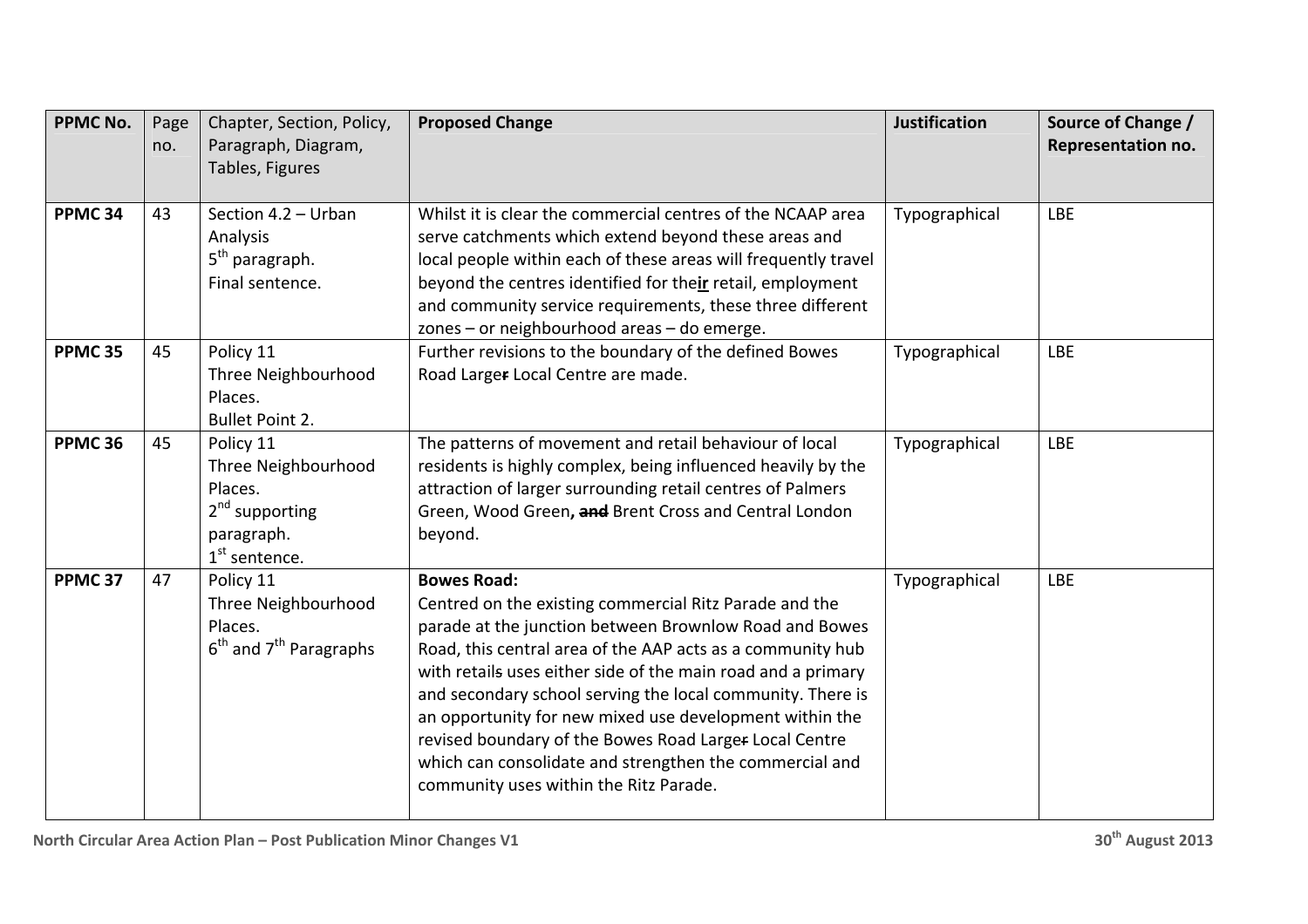| PPMC No. | Page no. | Chapter, Section, Policy, Paragraph, Diagram, Tables, Figures | Proposed Change | Justification | Source of Change / Representation no. |
|---|---|---|---|---|---|
| **PPMC 34** | 43 | Section 4.2 – Urban Analysis<br>5th paragraph.<br>Final sentence. | Whilst it is clear the commercial centres of the NCAAP area serve catchments which extend beyond these areas and local people within each of these areas will frequently travel beyond the centres identified for the**ir** retail, employment and community service requirements, these three different zones – or neighbourhood areas – do emerge. | Typographical | LBE |
| **PPMC 35** | 45 | Policy 11<br>Three Neighbourhood Places.<br>Bullet Point 2. | Further revisions to the boundary of the defined Bowes Road Large~~r~~ Local Centre are made. | Typographical | LBE |
| **PPMC 36** | 45 | Policy 11<br>Three Neighbourhood Places.<br>2nd supporting paragraph.<br>1st sentence. | The patterns of movement and retail behaviour of local residents is highly complex, being influenced heavily by the attraction of larger surrounding retail centres of Palmers Green, Wood Green**,** ~~**and**~~ Brent Cross and Central London beyond. | Typographical | LBE |
| **PPMC 37** | 47 | Policy 11<br>Three Neighbourhood Places.<br>6th and 7th Paragraphs | **Bowes Road:**<br>Centred on the existing commercial Ritz Parade and the parade at the junction between Brownlow Road and Bowes Road, this central area of the AAP acts as a community hub with retail~~s~~ uses either side of the main road and a primary and secondary school serving the local community. There is an opportunity for new mixed use development within the revised boundary of the Bowes Road Large~~r~~ Local Centre which can consolidate and strengthen the commercial and community uses within the Ritz Parade. | Typographical | LBE |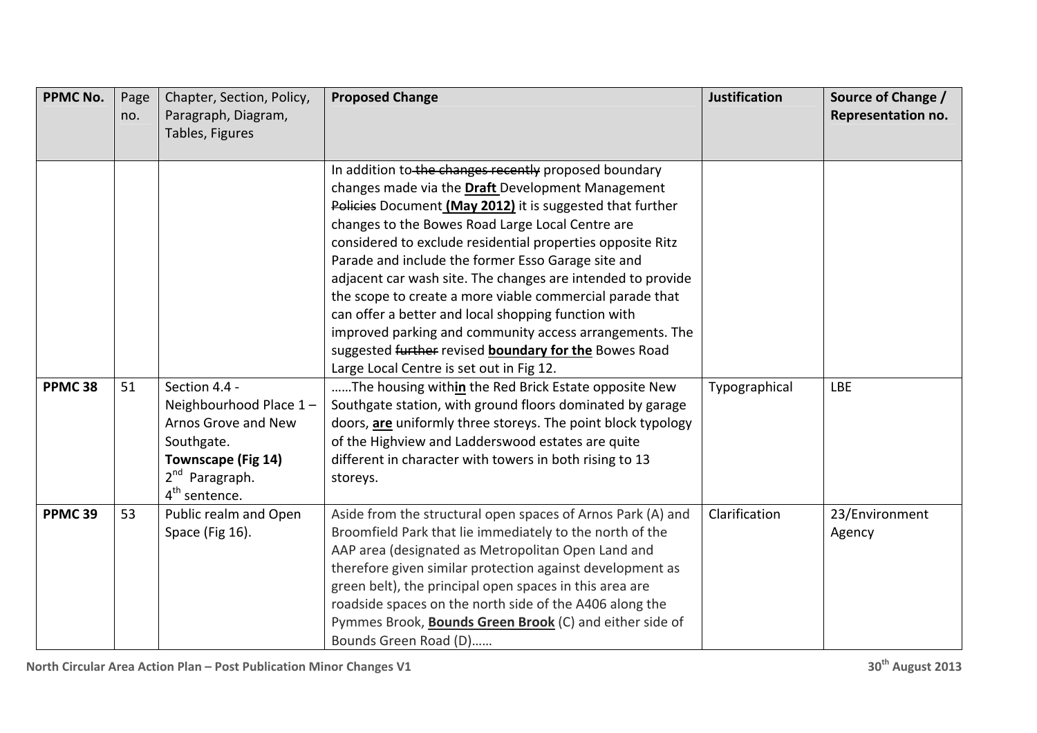| PPMC No. | Page no. | Chapter, Section, Policy, Paragraph, Diagram, Tables, Figures | Proposed Change | Justification | Source of Change / Representation no. |
|---|---|---|---|---|---|
| | | | In addition to ~~the changes recently~~ proposed boundary changes made via the **Draft** Development Management ~~Policies~~ Document **(May 2012)** it is suggested that further changes to the Bowes Road Large Local Centre are considered to exclude residential properties opposite Ritz Parade and include the former Esso Garage site and adjacent car wash site. The changes are intended to provide the scope to create a more viable commercial parade that can offer a better and local shopping function with improved parking and community access arrangements. The suggested ~~further~~ revised **boundary for the** Bowes Road Large Local Centre is set out in Fig 12. | | |
| **PPMC 38** | 51 | Section 4.4 - Neighbourhood Place 1 – Arnos Grove and New Southgate. **Townscape (Fig 14)** 2nd Paragraph. 4th sentence. | ……The housing with**in** the Red Brick Estate opposite New Southgate station, with ground floors dominated by garage doors, **are** uniformly three storeys. The point block typology of the Highview and Ladderswood estates are quite different in character with towers in both rising to 13 storeys. | Typographical | LBE |
| **PPMC 39** | 53 | Public realm and Open Space (Fig 16). | Aside from the structural open spaces of Arnos Park (A) and Broomfield Park that lie immediately to the north of the AAP area (designated as Metropolitan Open Land and therefore given similar protection against development as green belt), the principal open spaces in this area are roadside spaces on the north side of the A406 along the Pymmes Brook, **Bounds Green Brook** (C) and either side of Bounds Green Road (D)…… | Clarification | 23/Environment Agency |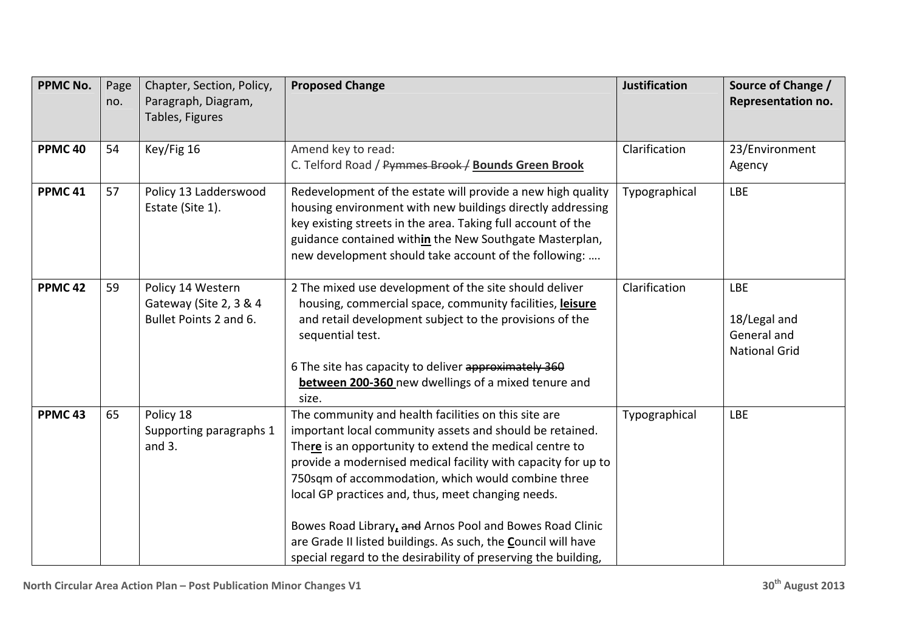| PPMC No. | Page no. | Chapter, Section, Policy, Paragraph, Diagram, Tables, Figures | Proposed Change | Justification | Source of Change / Representation no. |
|---|---|---|---|---|---|
| **PPMC 40** | 54 | Key/Fig 16 | Amend key to read:<br>C. Telford Road / ~~Pymmes Brook /~~ **<u>Bounds Green Brook</u>** | Clarification | 23/Environment Agency |
| **PPMC 41** | 57 | Policy 13 Ladderswood Estate (Site 1). | Redevelopment of the estate will provide a new high quality housing environment with new buildings directly addressing key existing streets in the area. Taking full account of the guidance contained with**<u>in</u>** the New Southgate Masterplan, new development should take account of the following: …. | Typographical | LBE |
| **PPMC 42** | 59 | Policy 14 Western Gateway (Site 2, 3 & 4 Bullet Points 2 and 6. | 2 The mixed use development of the site should deliver housing, commercial space, community facilities, **<u>leisure</u>** and retail development subject to the provisions of the sequential test.<br><br>6 The site has capacity to deliver ~~approximately 360~~ **<u>between 200-360</u>** new dwellings of a mixed tenure and size. | Clarification | LBE<br><br>18/Legal and General and National Grid |
| **PPMC 43** | 65 | Policy 18 Supporting paragraphs 1 and 3. | The community and health facilities on this site are important local community assets and should be retained. The**<u>re</u>** is an opportunity to extend the medical centre to provide a modernised medical facility with capacity for up to 750sqm of accommodation, which would combine three local GP practices and, thus, meet changing needs.<br><br>Bowes Road Library**<u>,</u>** ~~and~~ Arnos Pool and Bowes Road Clinic are Grade II listed buildings. As such, the **<u>C</u>**ouncil will have special regard to the desirability of preserving the building, | Typographical | LBE |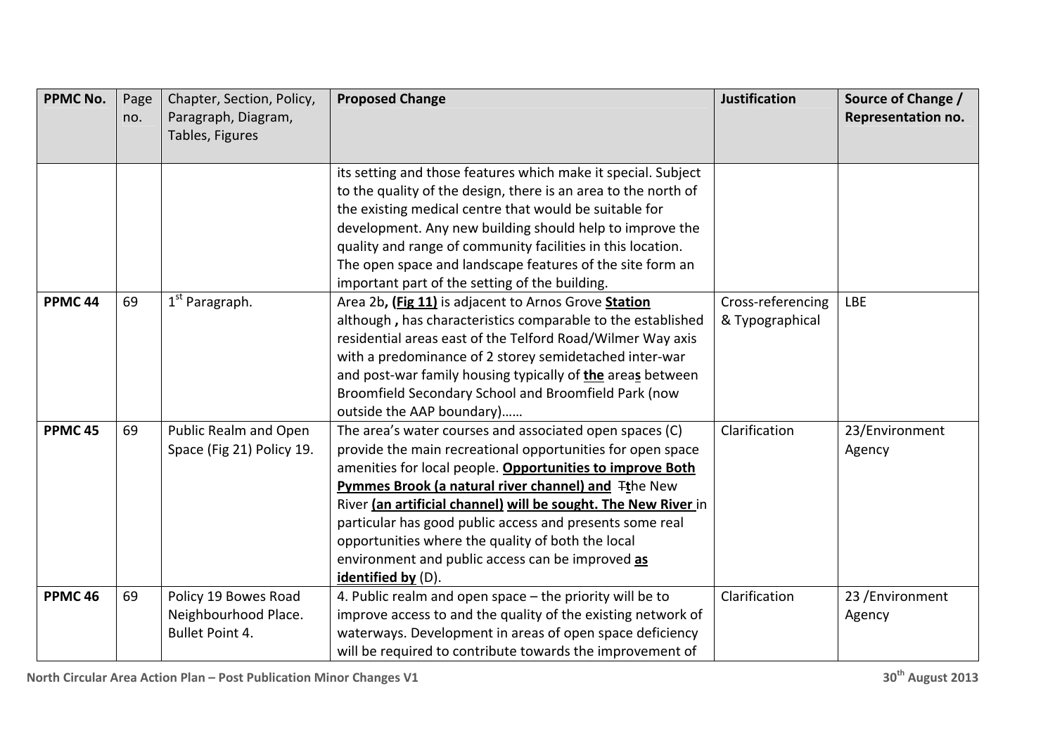| PPMC No. | Page no. | Chapter, Section, Policy, Paragraph, Diagram, Tables, Figures | Proposed Change | Justification | Source of Change / Representation no. |
|---|---|---|---|---|---|
| | | | its setting and those features which make it special. Subject to the quality of the design, there is an area to the north of the existing medical centre that would be suitable for development. Any new building should help to improve the quality and range of community facilities in this location. The open space and landscape features of the site form an important part of the setting of the building. | | |
| PPMC 44 | 69 | 1st Paragraph. | Area 2b**, (Fig 11)** is adjacent to Arnos Grove **Station** although **,** has characteristics comparable to the established residential areas east of the Telford Road/Wilmer Way axis with a predominance of 2 storey semidetached inter-war and post-war family housing typically of **the** area**s** between Broomfield Secondary School and Broomfield Park (now outside the AAP boundary)…… | Cross-referencing & Typographical | LBE |
| PPMC 45 | 69 | Public Realm and Open Space (Fig 21) Policy 19. | The area's water courses and associated open spaces (C) provide the main recreational opportunities for open space amenities for local people. **Opportunities to improve Both Pymmes Brook (a natural river channel) and** ~~T~~**t**he New River **(an artificial channel) will be sought. The New River** in particular has good public access and presents some real opportunities where the quality of both the local environment and public access can be improved **as identified by** (D). | Clarification | 23/Environment Agency |
| PPMC 46 | 69 | Policy 19 Bowes Road Neighbourhood Place. Bullet Point 4. | 4. Public realm and open space – the priority will be to improve access to and the quality of the existing network of waterways. Development in areas of open space deficiency will be required to contribute towards the improvement of | Clarification | 23 /Environment Agency |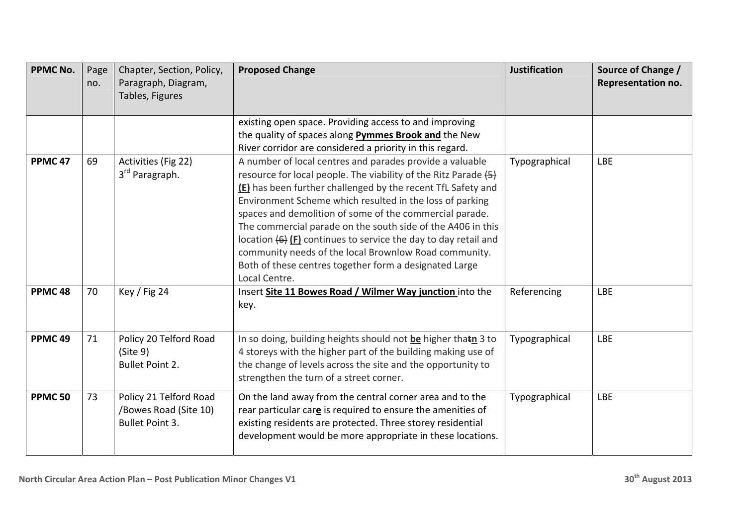| PPMC No. | Page no. | Chapter, Section, Policy, Paragraph, Diagram, Tables, Figures | Proposed Change | Justification | Source of Change / Representation no. |
|---|---|---|---|---|---|
| | | | existing open space. Providing access to and improving the quality of spaces along **Pymmes Brook and** the New River corridor are considered a priority in this regard. | | |
| **PPMC 47** | 69 | Activities (Fig 22) 3rd Paragraph. | A number of local centres and parades provide a valuable resource for local people. The viability of the Ritz Parade ~~(5)~~ **(E)** has been further challenged by the recent TfL Safety and Environment Scheme which resulted in the loss of parking spaces and demolition of some of the commercial parade. The commercial parade on the south side of the A406 in this location ~~(6)~~ **(F)** continues to service the day to day retail and community needs of the local Brownlow Road community. Both of these centres together form a designated Large Local Centre. | Typographical | LBE |
| **PPMC 48** | 70 | Key / Fig 24 | Insert **Site 11 Bowes Road / Wilmer Way junction** into the key. | Referencing | LBE |
| **PPMC 49** | 71 | Policy 20 Telford Road (Site 9) Bullet Point 2. | In so doing, building heights should not **be** higher tha~~t~~**n** 3 to 4 storeys with the higher part of the building making use of the change of levels across the site and the opportunity to strengthen the turn of a street corner. | Typographical | LBE |
| **PPMC 50** | 73 | Policy 21 Telford Road /Bowes Road (Site 10) Bullet Point 3. | On the land away from the central corner area and to the rear particular car**e** is required to ensure the amenities of existing residents are protected. Three storey residential development would be more appropriate in these locations. | Typographical | LBE |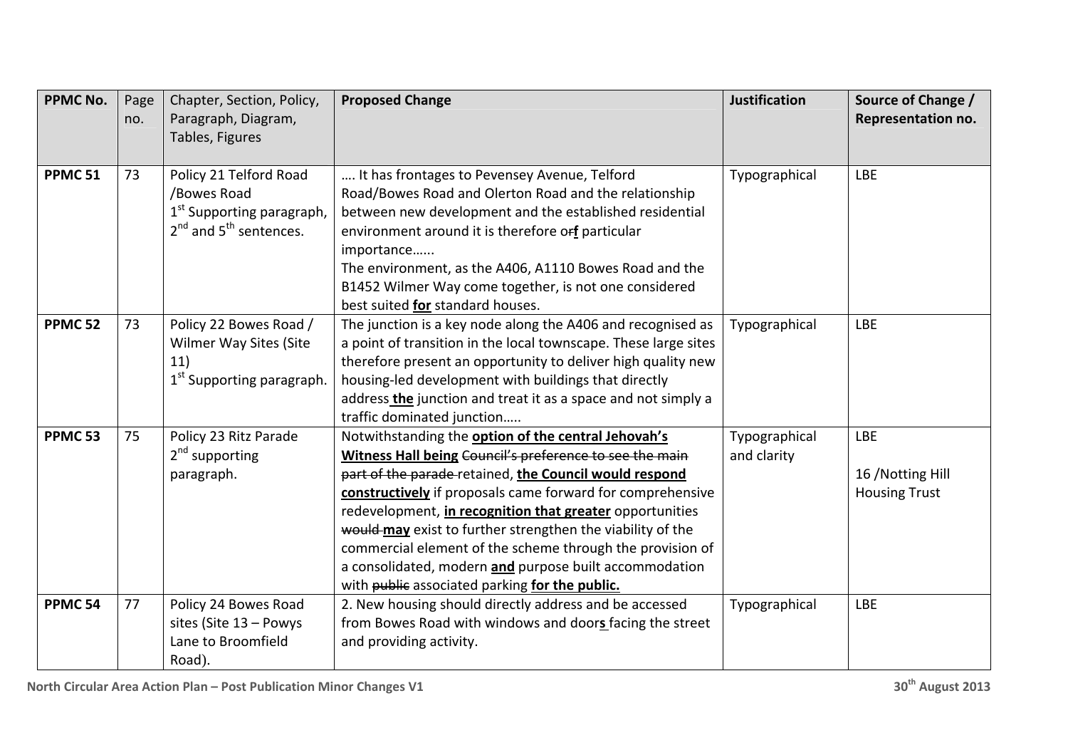| PPMC No. | Page no. | Chapter, Section, Policy, Paragraph, Diagram, Tables, Figures | Proposed Change | Justification | Source of Change / Representation no. |
|---|---|---|---|---|---|
| **PPMC 51** | 73 | Policy 21 Telford Road /Bowes Road 1st Supporting paragraph, 2nd and 5th sentences. | …. It has frontages to Pevensey Avenue, Telford Road/Bowes Road and Olerton Road and the relationship between new development and the established residential environment around it is therefore ~~or~~**f** particular importance…… The environment, as the A406, A1110 Bowes Road and the B1452 Wilmer Way come together, is not one considered best suited **for** standard houses. | Typographical | LBE |
| **PPMC 52** | 73 | Policy 22 Bowes Road / Wilmer Way Sites (Site 11) 1st Supporting paragraph. | The junction is a key node along the A406 and recognised as a point of transition in the local townscape. These large sites therefore present an opportunity to deliver high quality new housing-led development with buildings that directly address **the** junction and treat it as a space and not simply a traffic dominated junction….. | Typographical | LBE |
| **PPMC 53** | 75 | Policy 23 Ritz Parade 2nd supporting paragraph. | Notwithstanding the **option of the central Jehovah's Witness Hall being** ~~Council's preference to see the main part of the parade~~ retained, **the Council would respond constructively** if proposals came forward for comprehensive redevelopment, **in recognition that greater** opportunities ~~would~~ **may** exist to further strengthen the viability of the commercial element of the scheme through the provision of a consolidated, modern **and** purpose built accommodation with ~~public~~ associated parking **for the public.** | Typographical and clarity | LBE<br><br>16 /Notting Hill Housing Trust |
| **PPMC 54** | 77 | Policy 24 Bowes Road sites (Site 13 – Powys Lane to Broomfield Road). | 2. New housing should directly address and be accessed from Bowes Road with windows and door**s** facing the street and providing activity. | Typographical | LBE |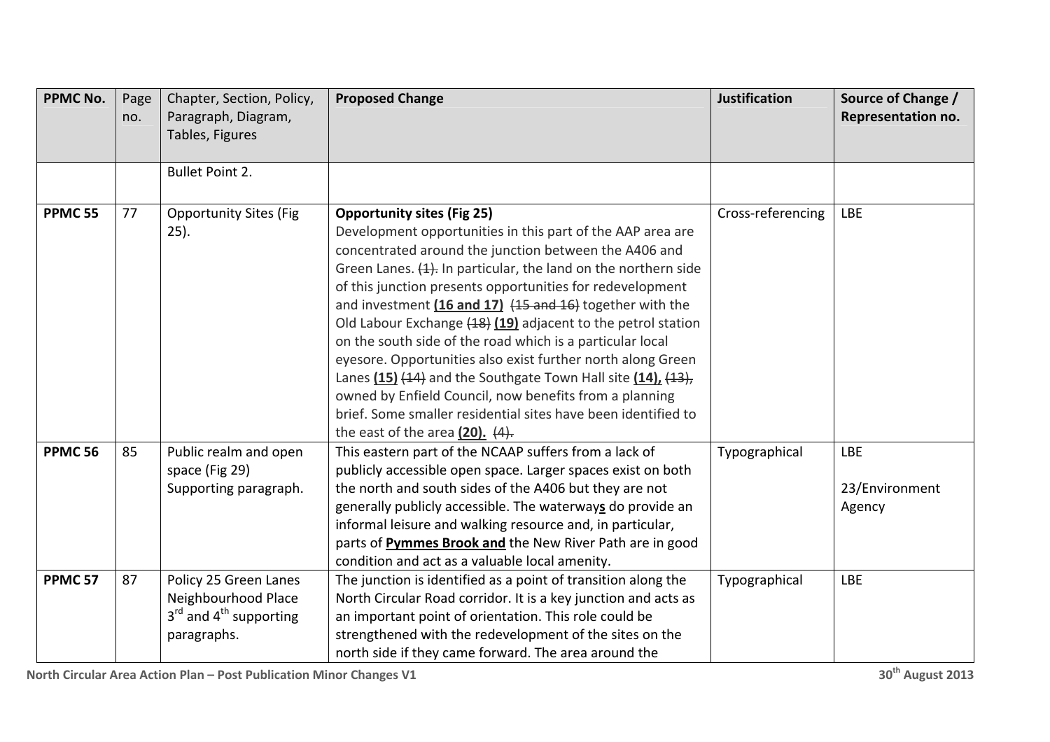| PPMC No. | Page no. | Chapter, Section, Policy, Paragraph, Diagram, Tables, Figures | Proposed Change | Justification | Source of Change / Representation no. |
|---|---|---|---|---|---|
| | | Bullet Point 2. | | | |
| **PPMC 55** | 77 | Opportunity Sites (Fig 25). | **Opportunity sites (Fig 25)** Development opportunities in this part of the AAP area are concentrated around the junction between the A406 and Green Lanes. ~~(1).~~ In particular, the land on the northern side of this junction presents opportunities for redevelopment and investment **(16 and 17)** ~~(15 and 16)~~ together with the Old Labour Exchange ~~(18)~~ **(19)** adjacent to the petrol station on the south side of the road which is a particular local eyesore. Opportunities also exist further north along Green Lanes **(15)** ~~(14)~~ and the Southgate Town Hall site **(14),** ~~(13),~~ owned by Enfield Council, now benefits from a planning brief. Some smaller residential sites have been identified to the east of the area **(20).** ~~(4).~~ | Cross-referencing | LBE |
| **PPMC 56** | 85 | Public realm and open space (Fig 29) Supporting paragraph. | This eastern part of the NCAAP suffers from a lack of publicly accessible open space. Larger spaces exist on both the north and south sides of the A406 but they are not generally publicly accessible. The waterway**s** do provide an informal leisure and walking resource and, in particular, parts of **Pymmes Brook and** the New River Path are in good condition and act as a valuable local amenity. | Typographical | LBE<br><br>23/Environment Agency |
| **PPMC 57** | 87 | Policy 25 Green Lanes Neighbourhood Place 3rd and 4th supporting paragraphs. | The junction is identified as a point of transition along the North Circular Road corridor. It is a key junction and acts as an important point of orientation. This role could be strengthened with the redevelopment of the sites on the north side if they came forward. The area around the | Typographical | LBE |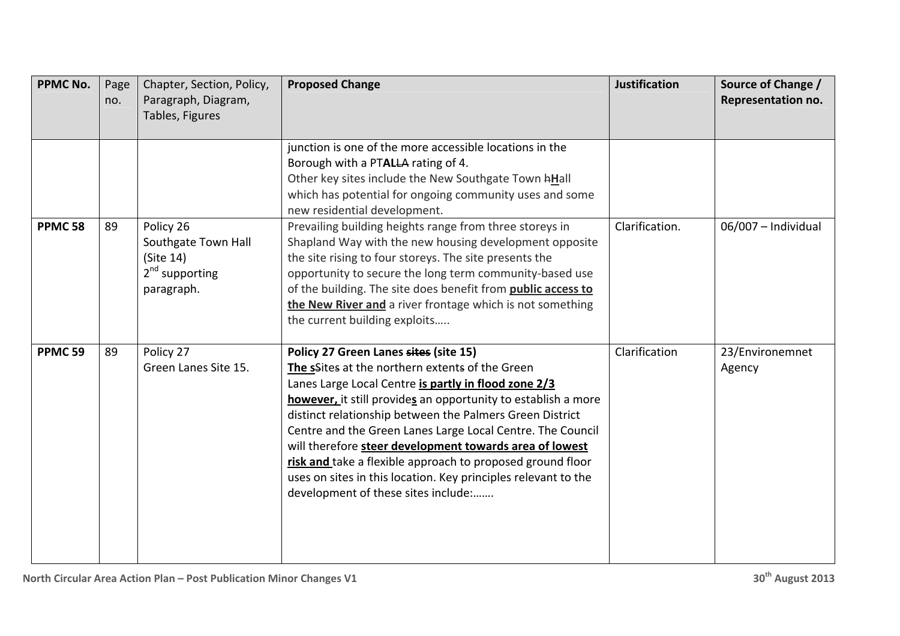| PPMC No. | Page no. | Chapter, Section, Policy, Paragraph, Diagram, Tables, Figures | Proposed Change | Justification | Source of Change / Representation no. |
|---|---|---|---|---|---|
| | | | junction is one of the more accessible locations in the Borough with a PT**AL**~~LA~~ rating of 4.<br>Other key sites include the New Southgate Town ~~h~~**<u>H</u>**all which has potential for ongoing community uses and some new residential development. | | |
| **PPMC 58** | 89 | Policy 26<br>Southgate Town Hall (Site 14)<br>2nd supporting paragraph. | Prevailing building heights range from three storeys in Shapland Way with the new housing development opposite the site rising to four storeys. The site presents the opportunity to secure the long term community-based use of the building. The site does benefit from **<u>public access to the New River and</u>** a river frontage which is not something the current building exploits….. | Clarification. | 06/007 – Individual |
| **PPMC 59** | 89 | Policy 27<br>Green Lanes Site 15. | **Policy 27 Green Lanes ~~sites~~ (site 15)**<br>**<u>The s</u>**~~S~~ites at the northern extent~~s~~ of the Green Lanes Large Local Centre **<u>is partly in flood zone 2/3 however,</u>** it still provide**<u>s</u>** an opportunity to establish a more distinct relationship between the Palmers Green District Centre and the Green Lanes Large Local Centre. The Council will therefore **<u>steer development towards area of lowest risk and</u>** take a flexible approach to proposed ground floor uses on sites in this location. Key principles relevant to the development of these sites include:……. | Clarification | 23/Environemnet Agency |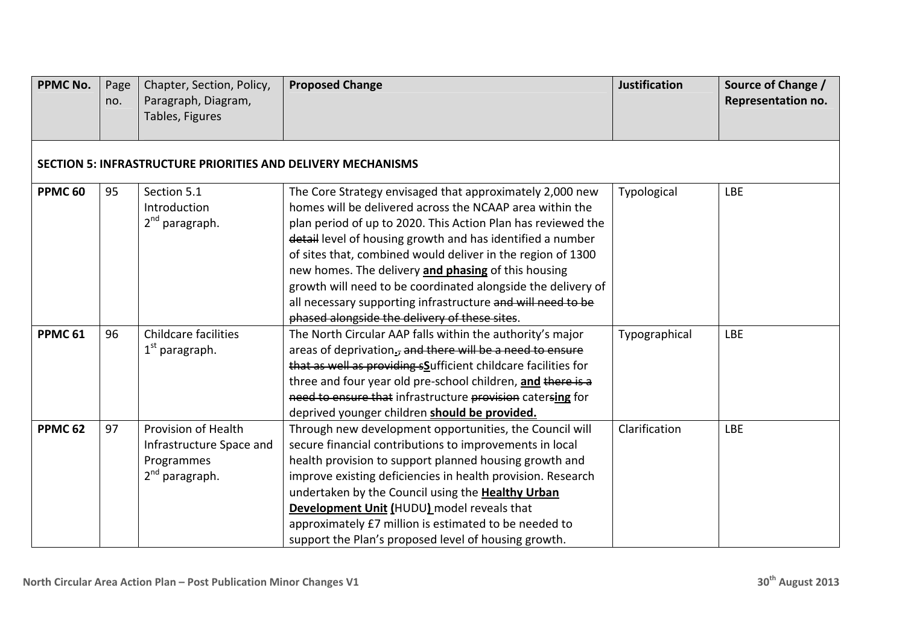| PPMC No. | Page no. | Chapter, Section, Policy, Paragraph, Diagram, Tables, Figures | Proposed Change | Justification | Source of Change / Representation no. |
|---|---|---|---|---|---|
| **SECTION 5: INFRASTRUCTURE PRIORITIES AND DELIVERY MECHANISMS** | | | | | |
| **PPMC 60** | 95 | Section 5.1 Introduction 2nd paragraph. | The Core Strategy envisaged that approximately 2,000 new homes will be delivered across the NCAAP area within the plan period of up to 2020. This Action Plan has reviewed the ~~detail~~ level of housing growth and has identified a number of sites that, combined would deliver in the region of 1300 new homes. The delivery **<u>and phasing</u>** of this housing growth will need to be coordinated alongside the delivery of all necessary supporting infrastructure ~~and will need to be phased alongside the delivery of these sites~~. | Typological | LBE |
| **PPMC 61** | 96 | Childcare facilities 1st paragraph. | The North Circular AAP falls within the authority's major areas of deprivation**<u>.</u>**~~, and there will be a need to ensure that as well as providing s~~**<u>S</u>**ufficient childcare facilities for three and four year old pre-school children, **<u>and</u>** ~~there is a need to ensure that~~ infrastructure ~~provision~~ cater~~s~~**<u>ing</u>** for deprived younger children **<u>should be provided.</u>** | Typographical | LBE |
| **PPMC 62** | 97 | Provision of Health Infrastructure Space and Programmes 2nd paragraph. | Through new development opportunities, the Council will secure financial contributions to improvements in local health provision to support planned housing growth and improve existing deficiencies in health provision. Research undertaken by the Council using the **<u>Healthy Urban Development Unit (</u>**HUDU**<u>)</u>** model reveals that approximately £7 million is estimated to be needed to support the Plan's proposed level of housing growth. | Clarification | LBE |